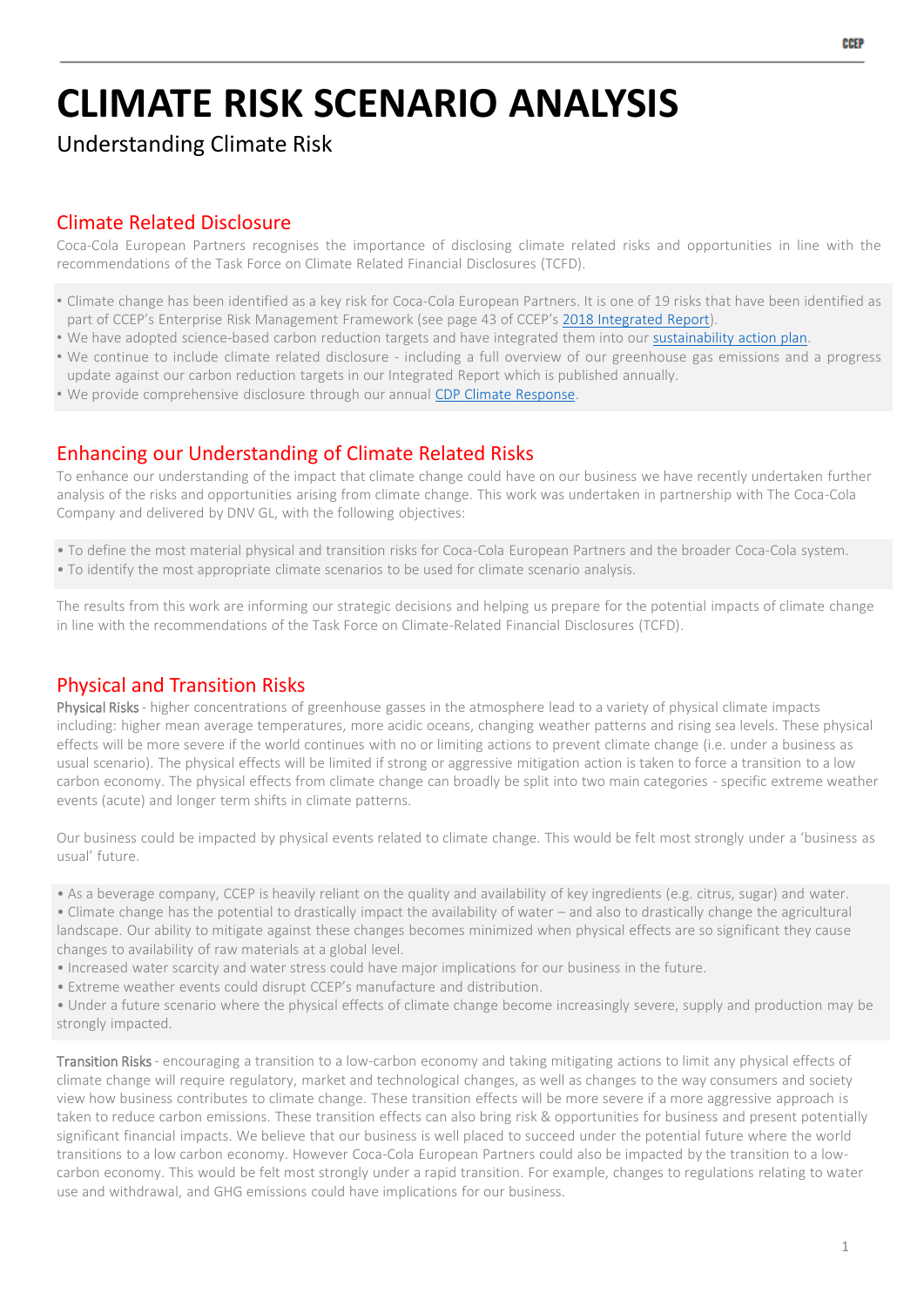# CLIMATE RISK SCENARIO ANALYSIS

Understanding Climate Risk

## Climate Related Disclosure

Coca-Cola European Partners recognises the importance of disclosing climate related risks and opportunities in line with the recommendations of the Task Force on Climate Related Financial Disclosures (TCFD).

- Climate change has been identified as a key risk for Coca-Cola European Partners. It is one of 19 risks that have been identified as part of CCEP's Enterprise Risk Management Framework (see page 43 of CCEP's 2018 Integrated Report).
- We have adopted science-based carbon reduction targets and have integrated them into our sustainability action plan.
- We continue to include climate related disclosure - including a full overview of our greenhouse gas emissions and a progress update against our carbon reduction targets in our Integrated Report which is published annually.
- We provide comprehensive disclosure through our annual CDP Climate Response.

## Enhancing our Understanding of Climate Related Risks

To enhance our understanding of the impact that climate change could have on our business we have recently undertaken further analysis of the risks and opportunities arising from climate change. This work was undertaken in partnership with The Coca-Cola Company and delivered by DNV GL, with the following objectives:

- To define the most material physical and transition risks for Coca-Cola European Partners and the broader Coca-Cola system.
- To identify the most appropriate climate scenarios to be used for climate scenario analysis.

The results from this work are informing our strategic decisions and helping us prepare for the potential impacts of climate change in line with the recommendations of the Task Force on Climate-Related Financial Disclosures (TCFD).

## Physical and Transition Risks

**Physical Risks** - higher concentrations of greenhouse gasses in the atmosphere lead to a variety of physical climate impacts including: higher mean average temperatures, more acidic oceans, changing weather patterns and rising sea levels. These physical effects will be more severe if the world continues with no or limiting actions to prevent climate change (i.e. under a business as usual scenario). The physical effects will be limited if strong or aggressive mitigation action is taken to force a transition to a low carbon economy. The physical effects from climate change can broadly be split into two main categories - specific extreme weather events (acute) and longer term shifts in climate patterns.

Our business could be impacted by physical events related to climate change. This would be felt most strongly under a 'business as usual' future.

- As a beverage company, CCEP is heavily reliant on the quality and availability of key ingredients (e.g. citrus, sugar) and water.
- Climate change has the potential to drastically impact the availability of water – and also to drastically change the agricultural landscape. Our ability to mitigate against these changes becomes minimized when physical effects are so significant they cause changes to availability of raw materials at a global level.
- Increased water scarcity and water stress could have major implications for our business in the future.
- Extreme weather events could disrupt CCEP's manufacture and distribution.
- Under a future scenario where the physical effects of climate change become increasingly severe, supply and production may be strongly impacted.

**Transition Risks** - encouraging a transition to a low-carbon economy and taking mitigating actions to limit any physical effects of climate change will require regulatory, market and technological changes, as well as changes to the way consumers and society view how business contributes to climate change. These transition effects will be more severe if a more aggressive approach is taken to reduce carbon emissions. These transition effects can also bring risk & opportunities for business and present potentially significant financial impacts. We believe that our business is well placed to succeed under the potential future where the world transitions to a low carbon economy. However Coca-Cola European Partners could also be impacted by the transition to a low-carbon economy. This would be felt most strongly under a rapid transition. For example, changes to regulations relating to water use and withdrawal, and GHG emissions could have implications for our business.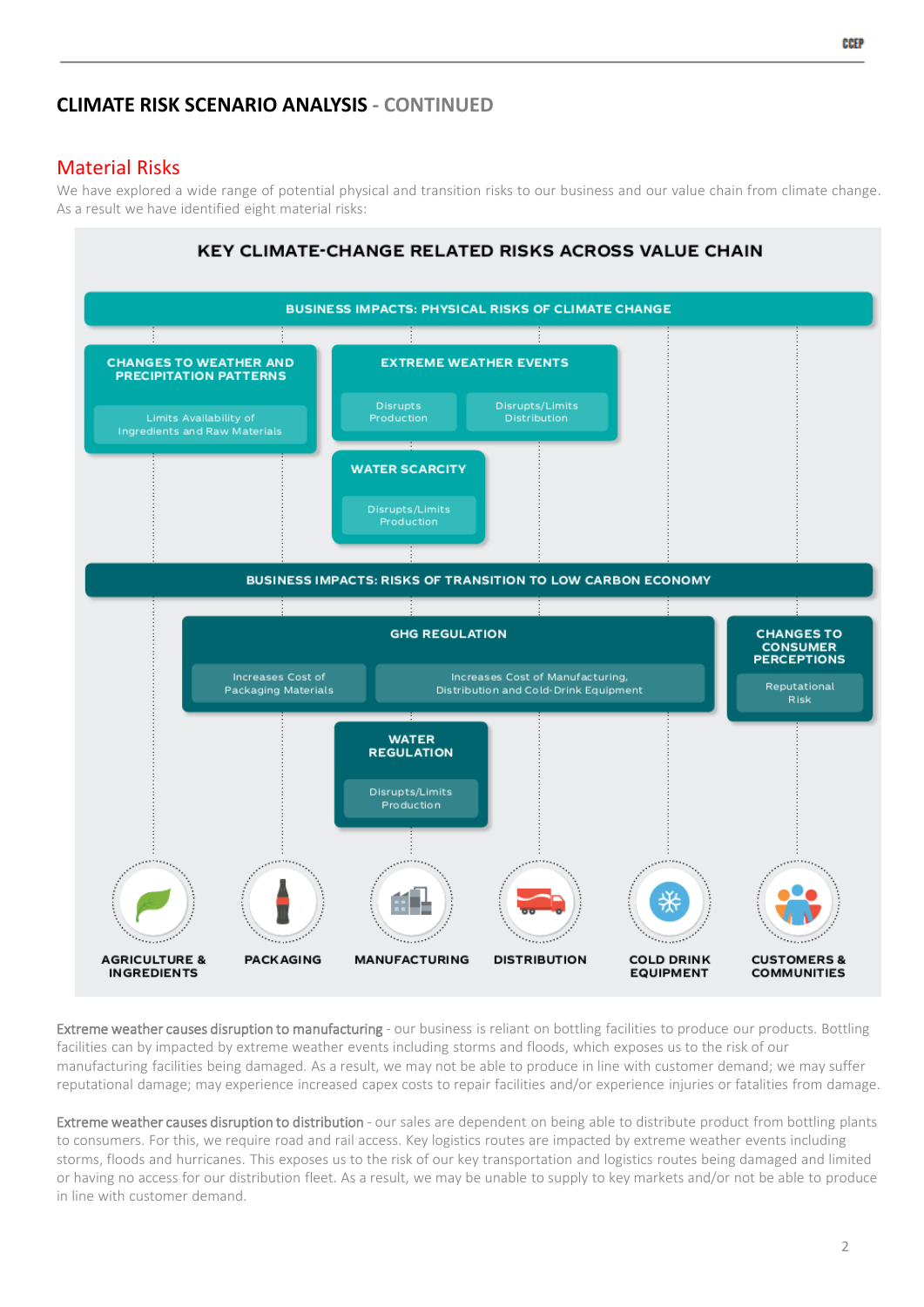## CLIMATE RISK SCENARIO ANALYSIS - CONTINUED

### Material Risks

We have explored a wide range of potential physical and transition risks to our business and our value chain from climate change. As a result we have identified eight material risks:

**KEY CLIMATE-CHANGE RELATED RISKS ACROSS VALUE CHAIN**

**BUSINESS IMPACTS: PHYSICAL RISKS OF CLIMATE CHANGE**

- **CHANGES TO WEATHER AND PRECIPITATION PATTERNS**
  - Limits Availability of Ingredients and Raw Materials
- **EXTREME WEATHER EVENTS**
  - Disrupts Production
  - Disrupts/Limits Distribution
- **WATER SCARCITY**
  - Disrupts/Limits Production

**BUSINESS IMPACTS: RISKS OF TRANSITION TO LOW CARBON ECONOMY**

- **GHG REGULATION**
  - Increases Cost of Packaging Materials
  - Increases Cost of Manufacturing, Distribution and Cold-Drink Equipment
- **CHANGES TO CONSUMER PERCEPTIONS**
  - Reputational Risk
- **WATER REGULATION**
  - Disrupts/Limits Production

AGRICULTURE & INGREDIENTS | PACKAGING | MANUFACTURING | DISTRIBUTION | COLD DRINK EQUIPMENT | CUSTOMERS & COMMUNITIES

Extreme weather causes disruption to manufacturing - our business is reliant on bottling facilities to produce our products. Bottling facilities can by impacted by extreme weather events including storms and floods, which exposes us to the risk of our manufacturing facilities being damaged. As a result, we may not be able to produce in line with customer demand; we may suffer reputational damage; may experience increased capex costs to repair facilities and/or experience injuries or fatalities from damage.

Extreme weather causes disruption to distribution - our sales are dependent on being able to distribute product from bottling plants to consumers. For this, we require road and rail access. Key logistics routes are impacted by extreme weather events including storms, floods and hurricanes. This exposes us to the risk of our key transportation and logistics routes being damaged and limited or having no access for our distribution fleet. As a result, we may be unable to supply to key markets and/or not be able to produce in line with customer demand.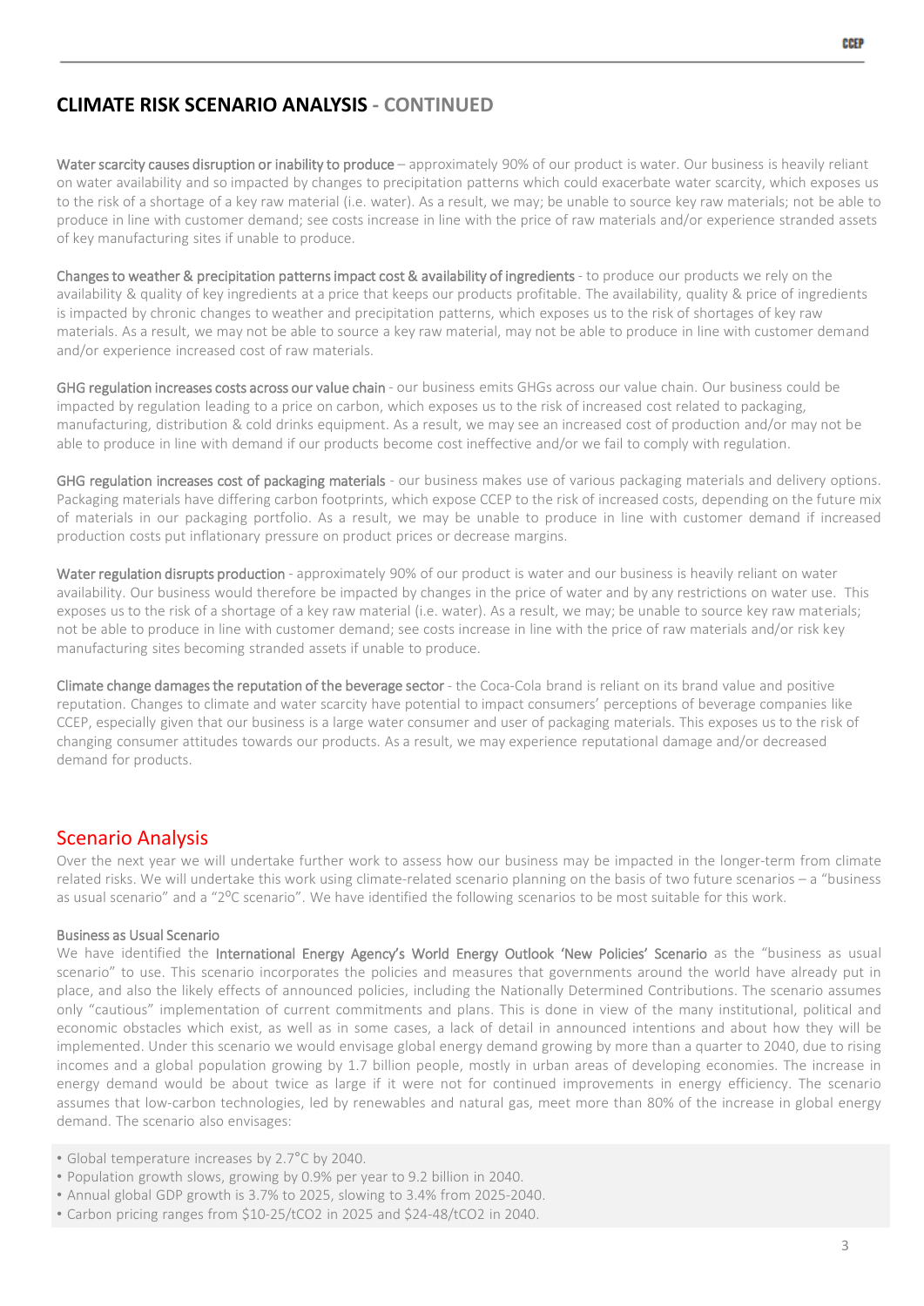## CLIMATE RISK SCENARIO ANALYSIS - CONTINUED

**Water scarcity causes disruption or inability to produce** – approximately 90% of our product is water. Our business is heavily reliant on water availability and so impacted by changes to precipitation patterns which could exacerbate water scarcity, which exposes us to the risk of a shortage of a key raw material (i.e. water). As a result, we may; be unable to source key raw materials; not be able to produce in line with customer demand; see costs increase in line with the price of raw materials and/or experience stranded assets of key manufacturing sites if unable to produce.

**Changes to weather & precipitation patterns impact cost & availability of ingredients** - to produce our products we rely on the availability & quality of key ingredients at a price that keeps our products profitable. The availability, quality & price of ingredients is impacted by chronic changes to weather and precipitation patterns, which exposes us to the risk of shortages of key raw materials. As a result, we may not be able to source a key raw material, may not be able to produce in line with customer demand and/or experience increased cost of raw materials.

**GHG regulation increases costs across our value chain** - our business emits GHGs across our value chain. Our business could be impacted by regulation leading to a price on carbon, which exposes us to the risk of increased cost related to packaging, manufacturing, distribution & cold drinks equipment. As a result, we may see an increased cost of production and/or may not be able to produce in line with demand if our products become cost ineffective and/or we fail to comply with regulation.

**GHG regulation increases cost of packaging materials** - our business makes use of various packaging materials and delivery options. Packaging materials have differing carbon footprints, which expose CCEP to the risk of increased costs, depending on the future mix of materials in our packaging portfolio. As a result, we may be unable to produce in line with customer demand if increased production costs put inflationary pressure on product prices or decrease margins.

**Water regulation disrupts production** - approximately 90% of our product is water and our business is heavily reliant on water availability. Our business would therefore be impacted by changes in the price of water and by any restrictions on water use. This exposes us to the risk of a shortage of a key raw material (i.e. water). As a result, we may; be unable to source key raw materials; not be able to produce in line with customer demand; see costs increase in line with the price of raw materials and/or risk key manufacturing sites becoming stranded assets if unable to produce.

**Climate change damages the reputation of the beverage sector** - the Coca-Cola brand is reliant on its brand value and positive reputation. Changes to climate and water scarcity have potential to impact consumers' perceptions of beverage companies like CCEP, especially given that our business is a large water consumer and user of packaging materials. This exposes us to the risk of changing consumer attitudes towards our products. As a result, we may experience reputational damage and/or decreased demand for products.

## Scenario Analysis

Over the next year we will undertake further work to assess how our business may be impacted in the longer-term from climate related risks. We will undertake this work using climate-related scenario planning on the basis of two future scenarios – a "business as usual scenario" and a "2°C scenario". We have identified the following scenarios to be most suitable for this work.

### Business as Usual Scenario

We have identified the **International Energy Agency's World Energy Outlook 'New Policies' Scenario** as the "business as usual scenario" to use. This scenario incorporates the policies and measures that governments around the world have already put in place, and also the likely effects of announced policies, including the Nationally Determined Contributions. The scenario assumes only "cautious" implementation of current commitments and plans. This is done in view of the many institutional, political and economic obstacles which exist, as well as in some cases, a lack of detail in announced intentions and about how they will be implemented. Under this scenario we would envisage global energy demand growing by more than a quarter to 2040, due to rising incomes and a global population growing by 1.7 billion people, mostly in urban areas of developing economies. The increase in energy demand would be about twice as large if it were not for continued improvements in energy efficiency. The scenario assumes that low-carbon technologies, led by renewables and natural gas, meet more than 80% of the increase in global energy demand. The scenario also envisages:

- Global temperature increases by 2.7°C by 2040.
- Population growth slows, growing by 0.9% per year to 9.2 billion in 2040.
- Annual global GDP growth is 3.7% to 2025, slowing to 3.4% from 2025-2040.
- Carbon pricing ranges from \$10-25/t$CO_2$ in 2025 and \$24-48/t$CO_2$ in 2040.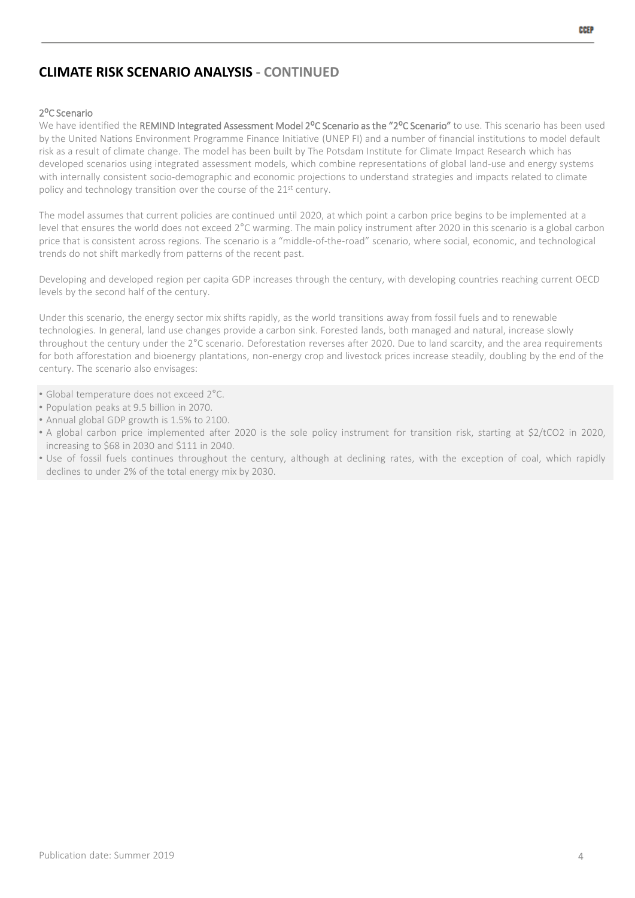## CLIMATE RISK SCENARIO ANALYSIS - CONTINUED

### 2°C Scenario

We have identified the **REMIND Integrated Assessment Model 2°C Scenario as the "2°C Scenario"** to use. This scenario has been used by the United Nations Environment Programme Finance Initiative (UNEP FI) and a number of financial institutions to model default risk as a result of climate change. The model has been built by The Potsdam Institute for Climate Impact Research which has developed scenarios using integrated assessment models, which combine representations of global land-use and energy systems with internally consistent socio-demographic and economic projections to understand strategies and impacts related to climate policy and technology transition over the course of the 21st century.

The model assumes that current policies are continued until 2020, at which point a carbon price begins to be implemented at a level that ensures the world does not exceed 2°C warming. The main policy instrument after 2020 in this scenario is a global carbon price that is consistent across regions. The scenario is a "middle-of-the-road" scenario, where social, economic, and technological trends do not shift markedly from patterns of the recent past.

Developing and developed region per capita GDP increases through the century, with developing countries reaching current OECD levels by the second half of the century.

Under this scenario, the energy sector mix shifts rapidly, as the world transitions away from fossil fuels and to renewable technologies. In general, land use changes provide a carbon sink. Forested lands, both managed and natural, increase slowly throughout the century under the 2°C scenario. Deforestation reverses after 2020. Due to land scarcity, and the area requirements for both afforestation and bioenergy plantations, non-energy crop and livestock prices increase steadily, doubling by the end of the century. The scenario also envisages:

- Global temperature does not exceed 2°C.
- Population peaks at 9.5 billion in 2070.
- Annual global GDP growth is 1.5% to 2100.
- A global carbon price implemented after 2020 is the sole policy instrument for transition risk, starting at \$2/t$CO_2$ in 2020, increasing to \$68 in 2030 and \$111 in 2040.
- Use of fossil fuels continues throughout the century, although at declining rates, with the exception of coal, which rapidly declines to under 2% of the total energy mix by 2030.

Publication date: Summer 2019